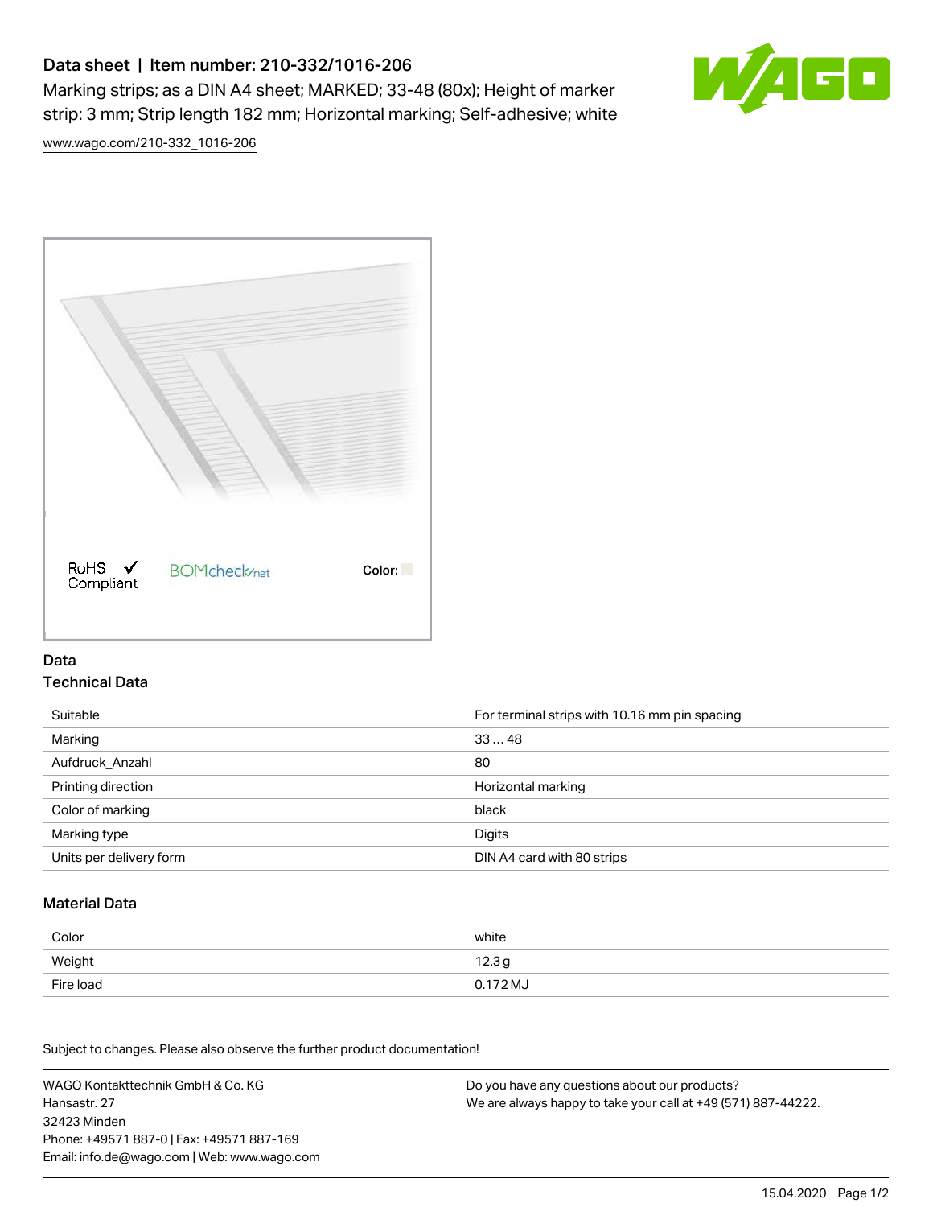# Data sheet | Item number: 210-332/1016-206

Marking strips; as a DIN A4 sheet; MARKED; 33-48 (80x); Height of marker strip: 3 mm; Strip length 182 mm; Horizontal marking; Self-adhesive; white

www.wago.com/210-332_1016-206

RoHS ✓ Compliant    BOMcheck.net    Color:

## Data

### Technical Data

| | |
|---|---|
| Suitable | For terminal strips with 10.16 mm pin spacing |
| Marking | 33 … 48 |
| Aufdruck_Anzahl | 80 |
| Printing direction | Horizontal marking |
| Color of marking | black |
| Marking type | Digits |
| Units per delivery form | DIN A4 card with 80 strips |

### Material Data

| | |
|---|---|
| Color | white |
| Weight | 12.3 g |
| Fire load | 0.172 MJ |

Subject to changes. Please also observe the further product documentation!

WAGO Kontakttechnik GmbH & Co. KG
Hansastr. 27
32423 Minden
Phone: +49571 887-0 | Fax: +49571 887-169
Email: info.de@wago.com | Web: www.wago.com

Do you have any questions about our products?
We are always happy to take your call at +49 (571) 887-44222.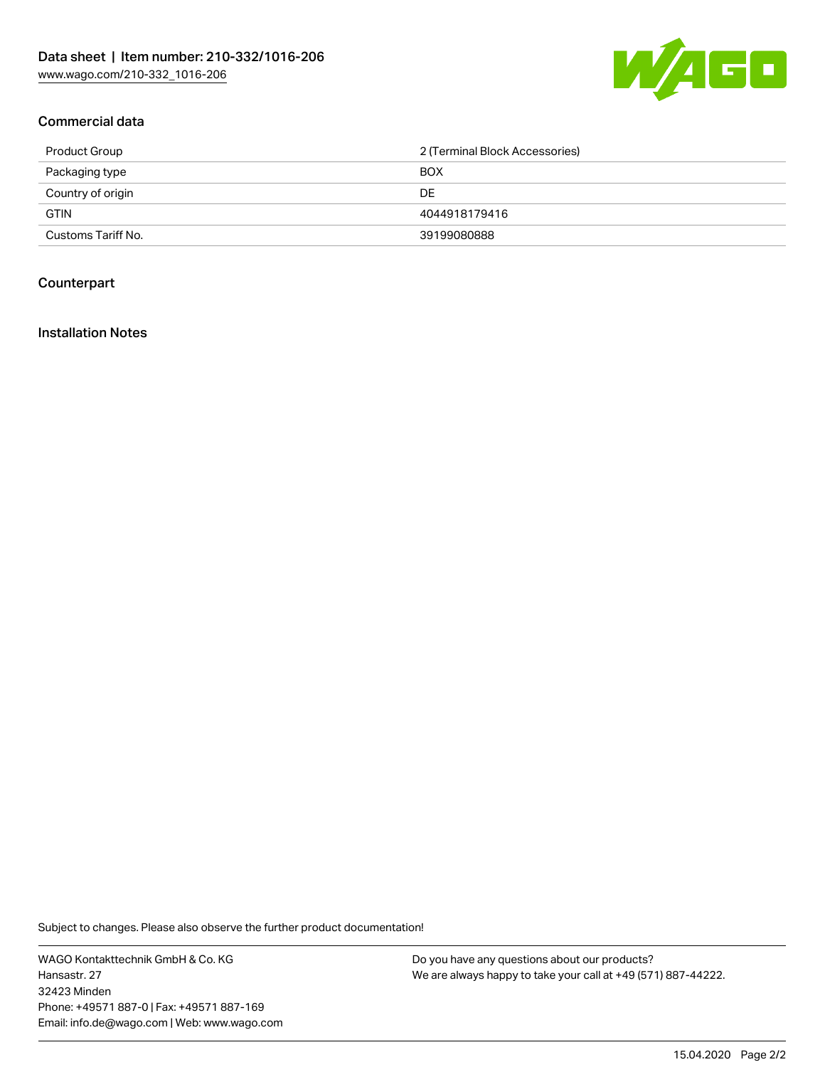Data sheet | Item number: 210-332/1016-206

www.wago.com/210-332_1016-206

## Commercial data

| | |
|---|---|
| Product Group | 2 (Terminal Block Accessories) |
| Packaging type | BOX |
| Country of origin | DE |
| GTIN | 4044918179416 |
| Customs Tariff No. | 39199080888 |

## Counterpart

## Installation Notes

Subject to changes. Please also observe the further product documentation!

WAGO Kontakttechnik GmbH & Co. KG
Hansastr. 27
32423 Minden
Phone: +49571 887-0 | Fax: +49571 887-169
Email: info.de@wago.com | Web: www.wago.com

Do you have any questions about our products?
We are always happy to take your call at +49 (571) 887-44222.

15.04.2020